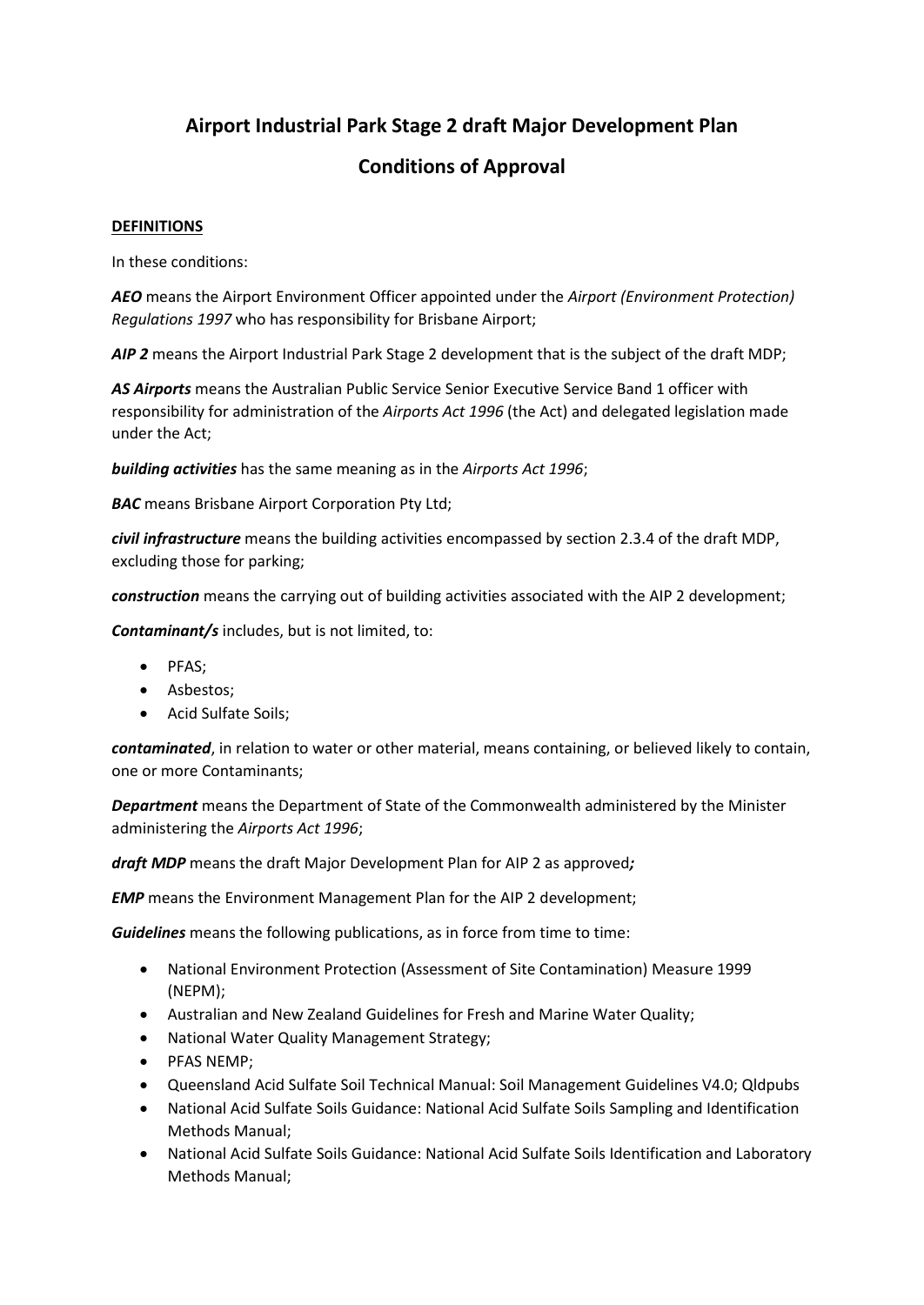# Airport Industrial Park Stage 2 draft Major Development Plan

# Conditions of Approval

**DEFINITIONS**

In these conditions:

***AEO*** means the Airport Environment Officer appointed under the *Airport (Environment Protection) Regulations 1997* who has responsibility for Brisbane Airport;

***AIP 2*** means the Airport Industrial Park Stage 2 development that is the subject of the draft MDP;

***AS Airports*** means the Australian Public Service Senior Executive Service Band 1 officer with responsibility for administration of the *Airports Act 1996* (the Act) and delegated legislation made under the Act;

***building activities*** has the same meaning as in the *Airports Act 1996*;

***BAC*** means Brisbane Airport Corporation Pty Ltd;

***civil infrastructure*** means the building activities encompassed by section 2.3.4 of the draft MDP, excluding those for parking;

***construction*** means the carrying out of building activities associated with the AIP 2 development;

***Contaminant/s*** includes, but is not limited, to:

- PFAS;
- Asbestos;
- Acid Sulfate Soils;

***contaminated***, in relation to water or other material, means containing, or believed likely to contain, one or more Contaminants;

***Department*** means the Department of State of the Commonwealth administered by the Minister administering the *Airports Act 1996*;

***draft MDP*** means the draft Major Development Plan for AIP 2 as approved***;***

***EMP*** means the Environment Management Plan for the AIP 2 development;

***Guidelines*** means the following publications, as in force from time to time:

- National Environment Protection (Assessment of Site Contamination) Measure 1999 (NEPM);
- Australian and New Zealand Guidelines for Fresh and Marine Water Quality;
- National Water Quality Management Strategy;
- PFAS NEMP;
- Queensland Acid Sulfate Soil Technical Manual: Soil Management Guidelines V4.0; Qldpubs
- National Acid Sulfate Soils Guidance: National Acid Sulfate Soils Sampling and Identification Methods Manual;
- National Acid Sulfate Soils Guidance: National Acid Sulfate Soils Identification and Laboratory Methods Manual;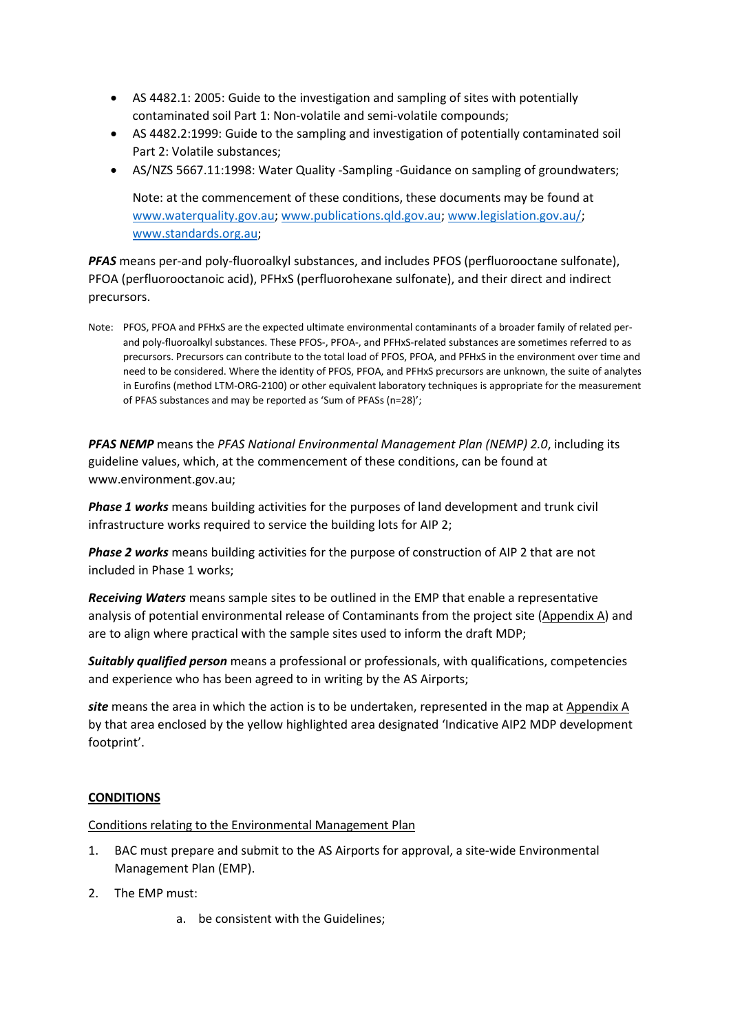- AS 4482.1: 2005: Guide to the investigation and sampling of sites with potentially contaminated soil Part 1: Non-volatile and semi-volatile compounds;
- AS 4482.2:1999: Guide to the sampling and investigation of potentially contaminated soil Part 2: Volatile substances;
- AS/NZS 5667.11:1998: Water Quality -Sampling -Guidance on sampling of groundwaters;

  Note: at the commencement of these conditions, these documents may be found at www.waterquality.gov.au; www.publications.qld.gov.au; www.legislation.gov.au/; www.standards.org.au;

***PFAS*** means per-and poly-fluoroalkyl substances, and includes PFOS (perfluorooctane sulfonate), PFOA (perfluorooctanoic acid), PFHxS (perfluorohexane sulfonate), and their direct and indirect precursors.

Note: PFOS, PFOA and PFHxS are the expected ultimate environmental contaminants of a broader family of related per- and poly-fluoroalkyl substances. These PFOS-, PFOA-, and PFHxS-related substances are sometimes referred to as precursors. Precursors can contribute to the total load of PFOS, PFOA, and PFHxS in the environment over time and need to be considered. Where the identity of PFOS, PFOA, and PFHxS precursors are unknown, the suite of analytes in Eurofins (method LTM-ORG-2100) or other equivalent laboratory techniques is appropriate for the measurement of PFAS substances and may be reported as 'Sum of PFASs (n=28)';

***PFAS NEMP*** means the *PFAS National Environmental Management Plan (NEMP) 2.0*, including its guideline values, which, at the commencement of these conditions, can be found at www.environment.gov.au;

***Phase 1 works*** means building activities for the purposes of land development and trunk civil infrastructure works required to service the building lots for AIP 2;

***Phase 2 works*** means building activities for the purpose of construction of AIP 2 that are not included in Phase 1 works;

***Receiving Waters*** means sample sites to be outlined in the EMP that enable a representative analysis of potential environmental release of Contaminants from the project site (Appendix A) and are to align where practical with the sample sites used to inform the draft MDP;

***Suitably qualified person*** means a professional or professionals, with qualifications, competencies and experience who has been agreed to in writing by the AS Airports;

***site*** means the area in which the action is to be undertaken, represented in the map at Appendix A by that area enclosed by the yellow highlighted area designated 'Indicative AIP2 MDP development footprint'.

## CONDITIONS

Conditions relating to the Environmental Management Plan

1. BAC must prepare and submit to the AS Airports for approval, a site-wide Environmental Management Plan (EMP).
2. The EMP must:
   a. be consistent with the Guidelines;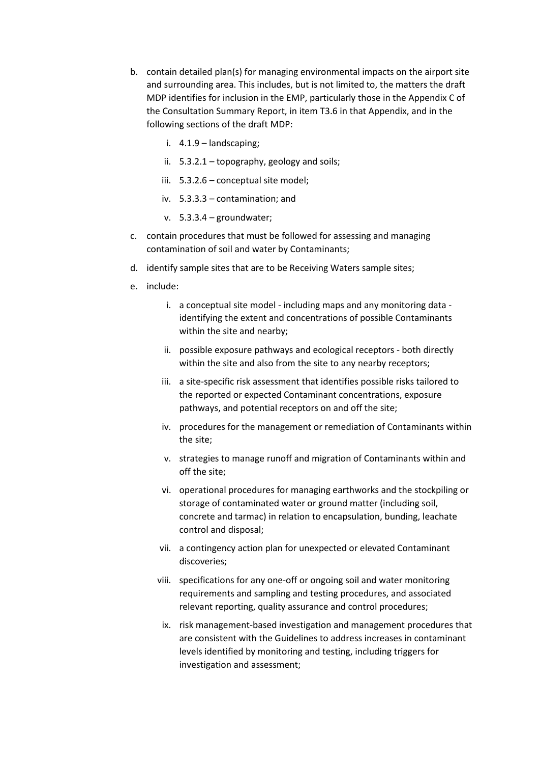b. contain detailed plan(s) for managing environmental impacts on the airport site and surrounding area. This includes, but is not limited to, the matters the draft MDP identifies for inclusion in the EMP, particularly those in the Appendix C of the Consultation Summary Report, in item T3.6 in that Appendix, and in the following sections of the draft MDP:

    i. 4.1.9 – landscaping;

    ii. 5.3.2.1 – topography, geology and soils;

    iii. 5.3.2.6 – conceptual site model;

    iv. 5.3.3.3 – contamination; and

    v. 5.3.3.4 – groundwater;

c. contain procedures that must be followed for assessing and managing contamination of soil and water by Contaminants;

d. identify sample sites that are to be Receiving Waters sample sites;

e. include:

    i. a conceptual site model - including maps and any monitoring data - identifying the extent and concentrations of possible Contaminants within the site and nearby;

    ii. possible exposure pathways and ecological receptors - both directly within the site and also from the site to any nearby receptors;

    iii. a site-specific risk assessment that identifies possible risks tailored to the reported or expected Contaminant concentrations, exposure pathways, and potential receptors on and off the site;

    iv. procedures for the management or remediation of Contaminants within the site;

    v. strategies to manage runoff and migration of Contaminants within and off the site;

    vi. operational procedures for managing earthworks and the stockpiling or storage of contaminated water or ground matter (including soil, concrete and tarmac) in relation to encapsulation, bunding, leachate control and disposal;

    vii. a contingency action plan for unexpected or elevated Contaminant discoveries;

    viii. specifications for any one-off or ongoing soil and water monitoring requirements and sampling and testing procedures, and associated relevant reporting, quality assurance and control procedures;

    ix. risk management-based investigation and management procedures that are consistent with the Guidelines to address increases in contaminant levels identified by monitoring and testing, including triggers for investigation and assessment;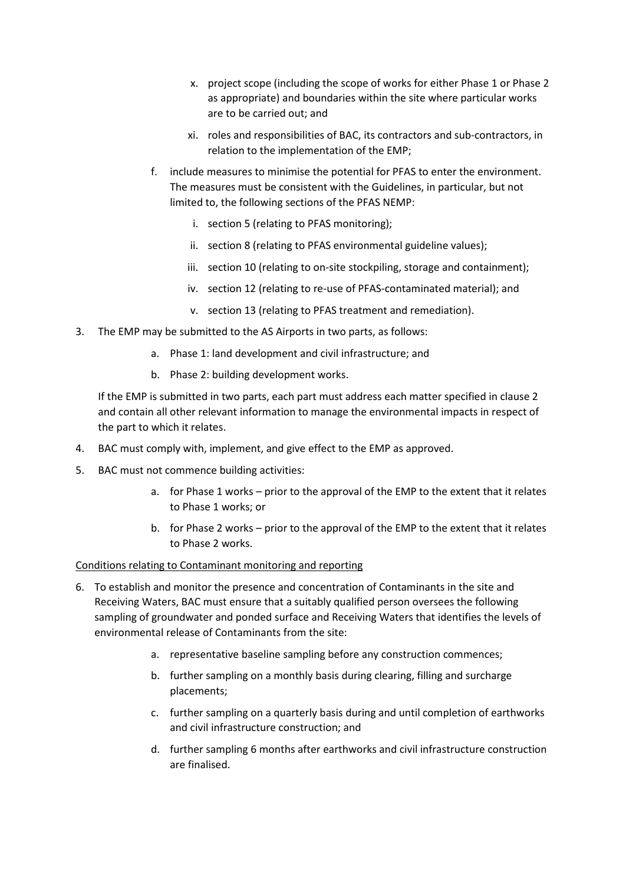x. project scope (including the scope of works for either Phase 1 or Phase 2 as appropriate) and boundaries within the site where particular works are to be carried out; and

    xi. roles and responsibilities of BAC, its contractors and sub-contractors, in relation to the implementation of the EMP;

f. include measures to minimise the potential for PFAS to enter the environment. The measures must be consistent with the Guidelines, in particular, but not limited to, the following sections of the PFAS NEMP:

    i. section 5 (relating to PFAS monitoring);

    ii. section 8 (relating to PFAS environmental guideline values);

    iii. section 10 (relating to on-site stockpiling, storage and containment);

    iv. section 12 (relating to re-use of PFAS-contaminated material); and

    v. section 13 (relating to PFAS treatment and remediation).

3. The EMP may be submitted to the AS Airports in two parts, as follows:

    a. Phase 1: land development and civil infrastructure; and

    b. Phase 2: building development works.

   If the EMP is submitted in two parts, each part must address each matter specified in clause 2 and contain all other relevant information to manage the environmental impacts in respect of the part to which it relates.

4. BAC must comply with, implement, and give effect to the EMP as approved.

5. BAC must not commence building activities:

    a. for Phase 1 works – prior to the approval of the EMP to the extent that it relates to Phase 1 works; or

    b. for Phase 2 works – prior to the approval of the EMP to the extent that it relates to Phase 2 works.

<u>Conditions relating to Contaminant monitoring and reporting</u>

6. To establish and monitor the presence and concentration of Contaminants in the site and Receiving Waters, BAC must ensure that a suitably qualified person oversees the following sampling of groundwater and ponded surface and Receiving Waters that identifies the levels of environmental release of Contaminants from the site:

    a. representative baseline sampling before any construction commences;

    b. further sampling on a monthly basis during clearing, filling and surcharge placements;

    c. further sampling on a quarterly basis during and until completion of earthworks and civil infrastructure construction; and

    d. further sampling 6 months after earthworks and civil infrastructure construction are finalised.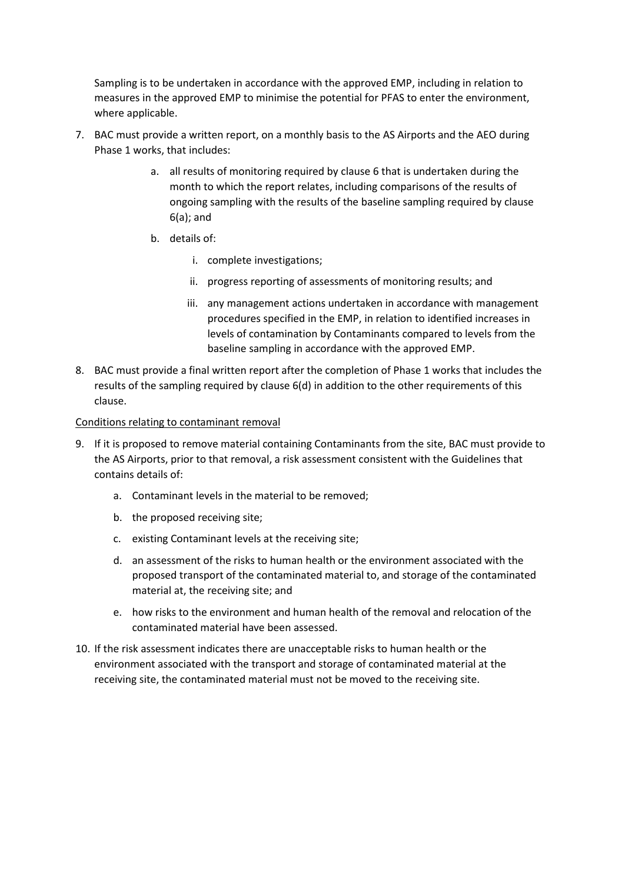Sampling is to be undertaken in accordance with the approved EMP, including in relation to measures in the approved EMP to minimise the potential for PFAS to enter the environment, where applicable.

7. BAC must provide a written report, on a monthly basis to the AS Airports and the AEO during Phase 1 works, that includes:
    a. all results of monitoring required by clause 6 that is undertaken during the month to which the report relates, including comparisons of the results of ongoing sampling with the results of the baseline sampling required by clause 6(a); and
    b. details of:
        i. complete investigations;
        ii. progress reporting of assessments of monitoring results; and
        iii. any management actions undertaken in accordance with management procedures specified in the EMP, in relation to identified increases in levels of contamination by Contaminants compared to levels from the baseline sampling in accordance with the approved EMP.
8. BAC must provide a final written report after the completion of Phase 1 works that includes the results of the sampling required by clause 6(d) in addition to the other requirements of this clause.

<u>Conditions relating to contaminant removal</u>

9. If it is proposed to remove material containing Contaminants from the site, BAC must provide to the AS Airports, prior to that removal, a risk assessment consistent with the Guidelines that contains details of:
    a. Contaminant levels in the material to be removed;
    b. the proposed receiving site;
    c. existing Contaminant levels at the receiving site;
    d. an assessment of the risks to human health or the environment associated with the proposed transport of the contaminated material to, and storage of the contaminated material at, the receiving site; and
    e. how risks to the environment and human health of the removal and relocation of the contaminated material have been assessed.
10. If the risk assessment indicates there are unacceptable risks to human health or the environment associated with the transport and storage of contaminated material at the receiving site, the contaminated material must not be moved to the receiving site.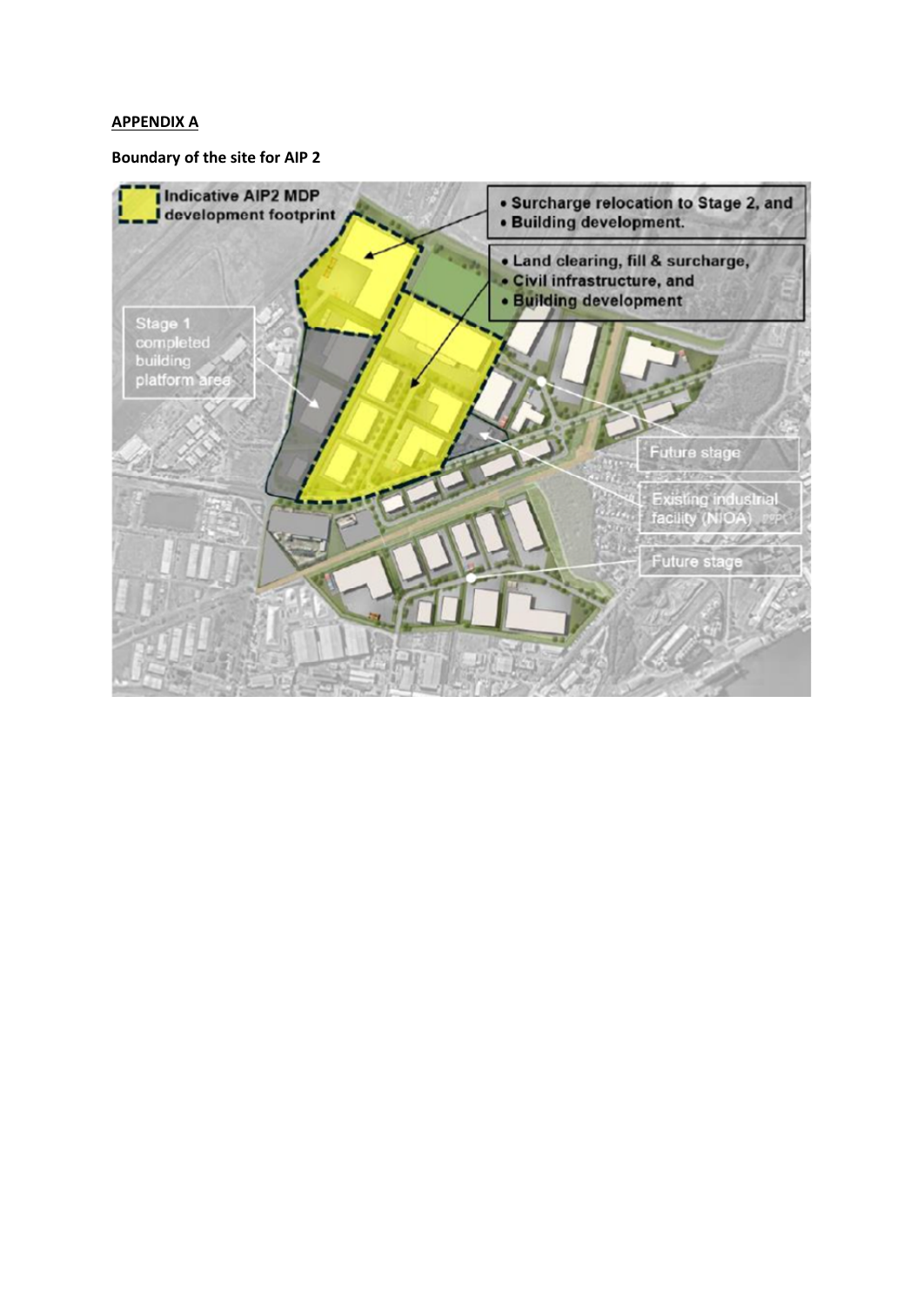**APPENDIX A**

**Boundary of the site for AIP 2**

Indicative AIP2 MDP development footprint

- Surcharge relocation to Stage 2, and
- Building development.

- Land clearing, fill & surcharge,
- Civil infrastructure, and
- Building development

Stage 1 completed building platform area

Future stage

Existing industrial facility (NIOA)

Future stage